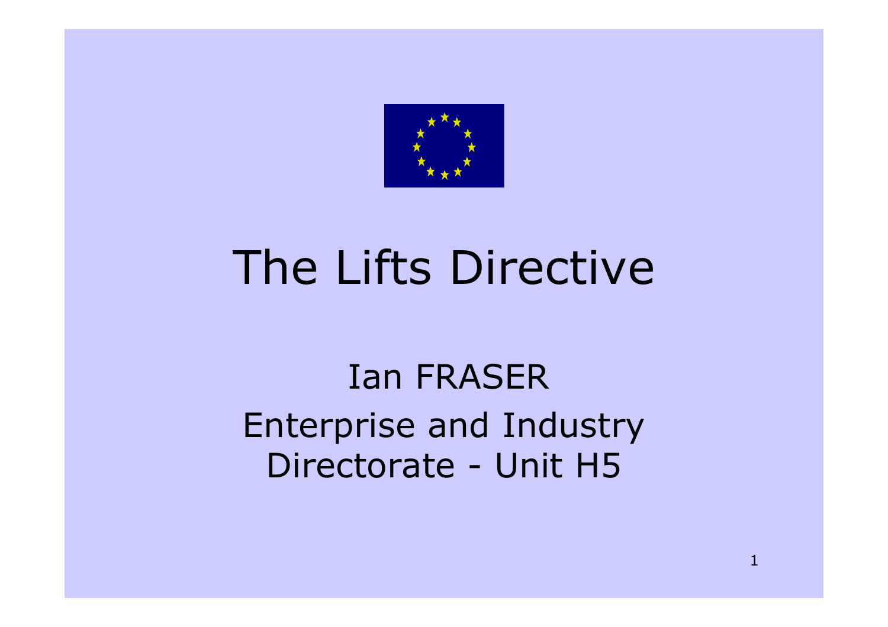# The Lifts Directive

Ian FRASER

Enterprise and Industry Directorate - Unit H5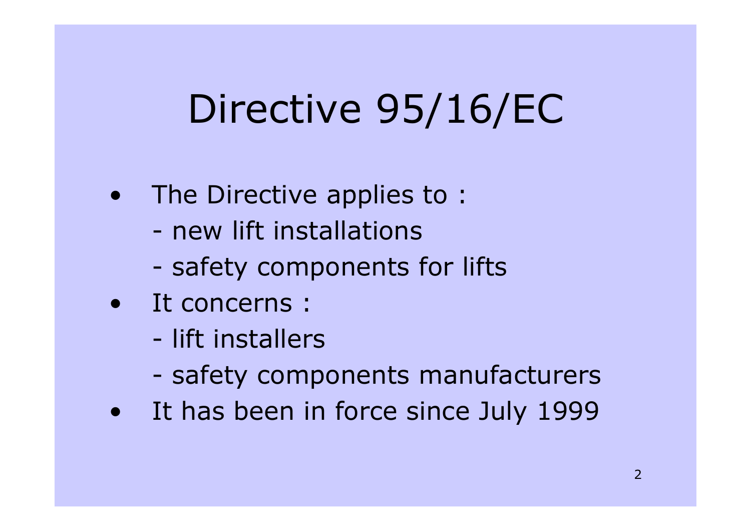# Directive 95/16/EC

- The Directive applies to :
  - new lift installations
  - safety components for lifts
- It concerns :
  - lift installers
  - safety components manufacturers
- It has been in force since July 1999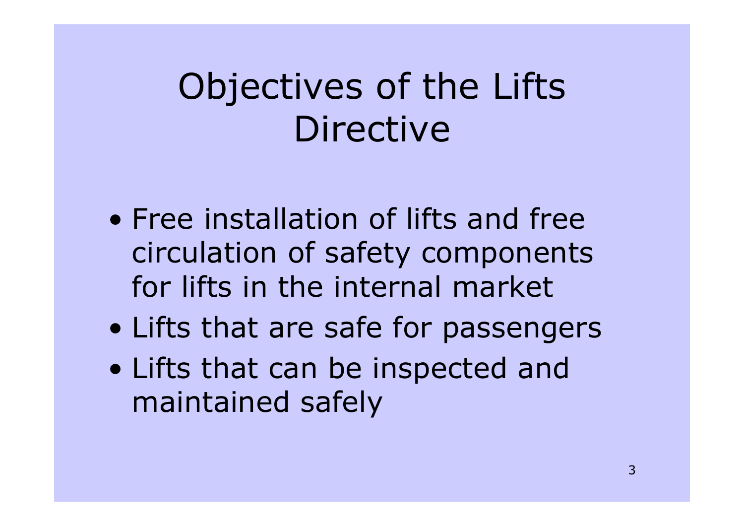# Objectives of the Lifts Directive

- Free installation of lifts and free circulation of safety components for lifts in the internal market
- Lifts that are safe for passengers
- Lifts that can be inspected and maintained safely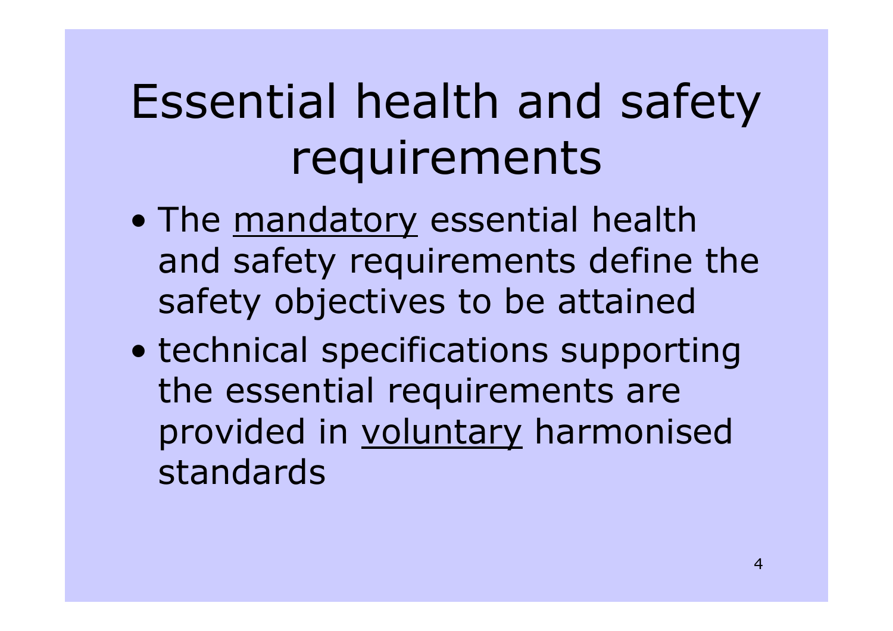# Essential health and safety requirements

- The <u>mandatory</u> essential health and safety requirements define the safety objectives to be attained
- technical specifications supporting the essential requirements are provided in <u>voluntary</u> harmonised standards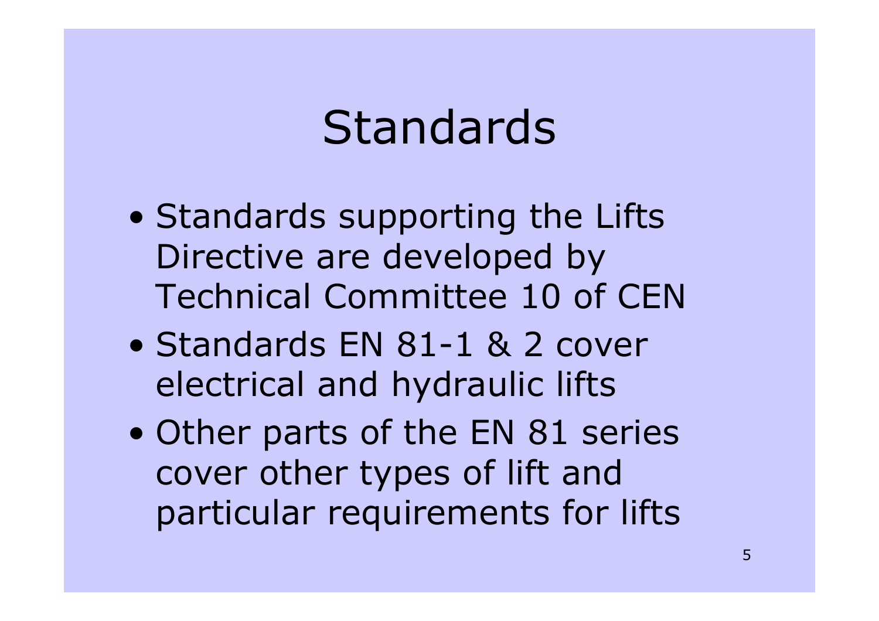# Standards

- Standards supporting the Lifts Directive are developed by Technical Committee 10 of CEN
- Standards EN 81-1 & 2 cover electrical and hydraulic lifts
- Other parts of the EN 81 series cover other types of lift and particular requirements for lifts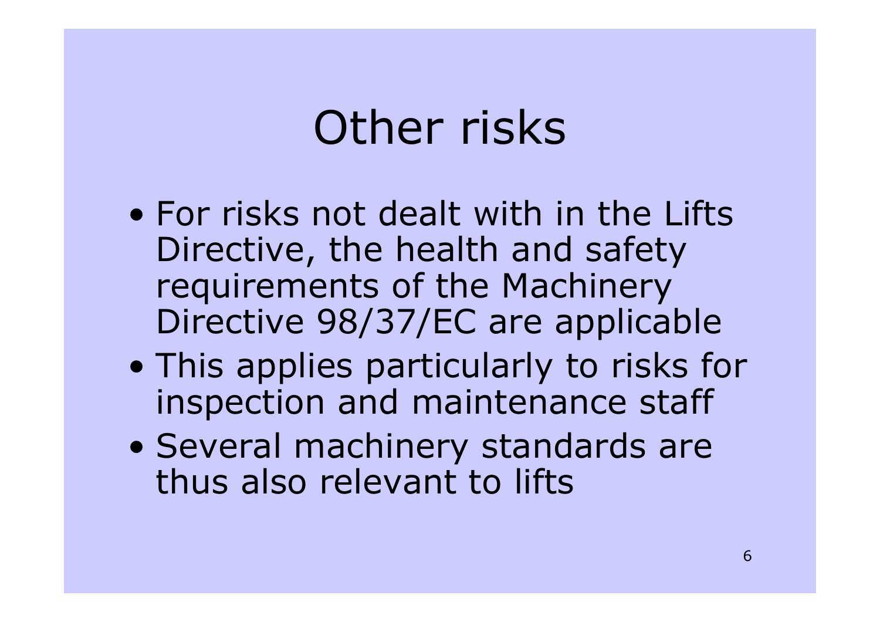# Other risks

- For risks not dealt with in the Lifts Directive, the health and safety requirements of the Machinery Directive 98/37/EC are applicable
- This applies particularly to risks for inspection and maintenance staff
- Several machinery standards are thus also relevant to lifts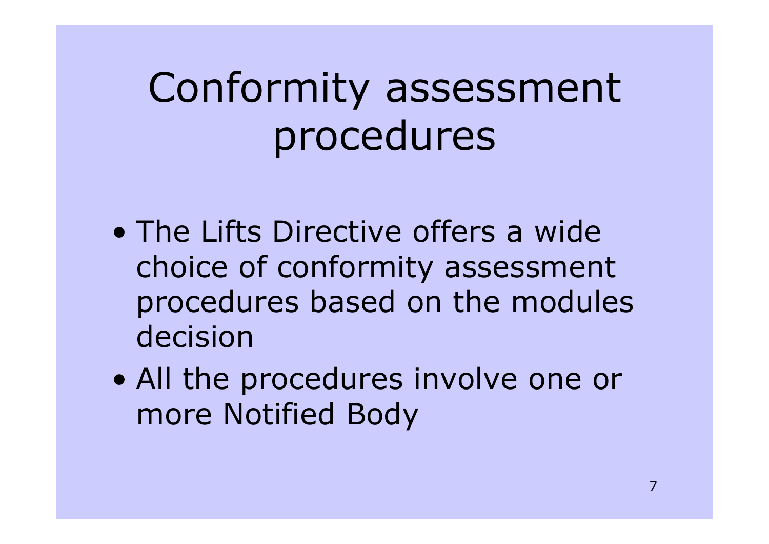# Conformity assessment procedures

- The Lifts Directive offers a wide choice of conformity assessment procedures based on the modules decision
- All the procedures involve one or more Notified Body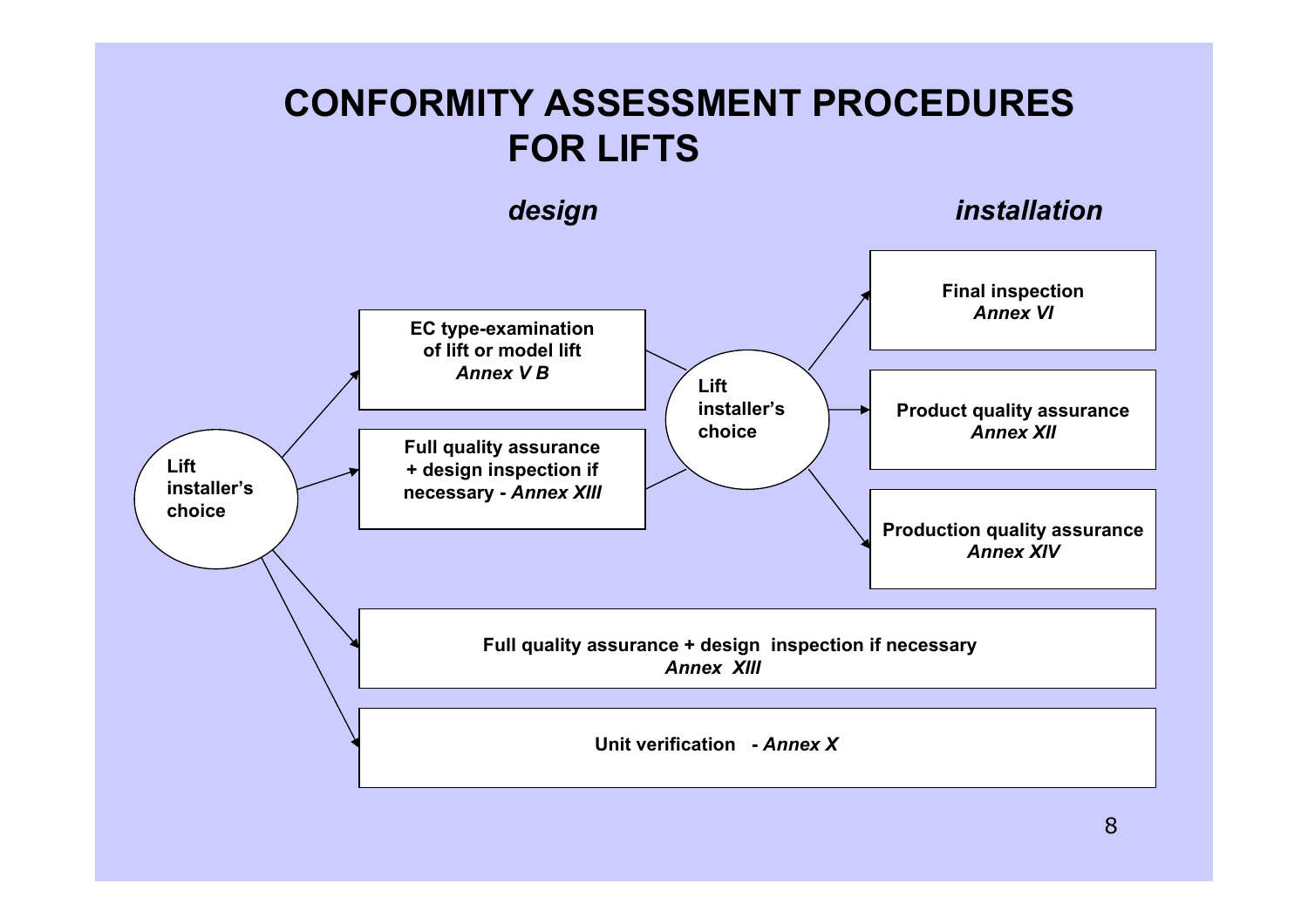# CONFORMITY ASSESSMENT PROCEDURES FOR LIFTS

*design* | *installation*

**Lift installer's choice**

- **EC type-examination of lift or model lift** *Annex V B*
- **Full quality assurance + design inspection if necessary -** *Annex XIII*

→ **Lift installer's choice**

- **Final inspection** *Annex VI*
- **Product quality assurance** *Annex XII*
- **Production quality assurance** *Annex XIV*

- **Full quality assurance + design inspection if necessary** *Annex XIII*
- **Unit verification -** *Annex X*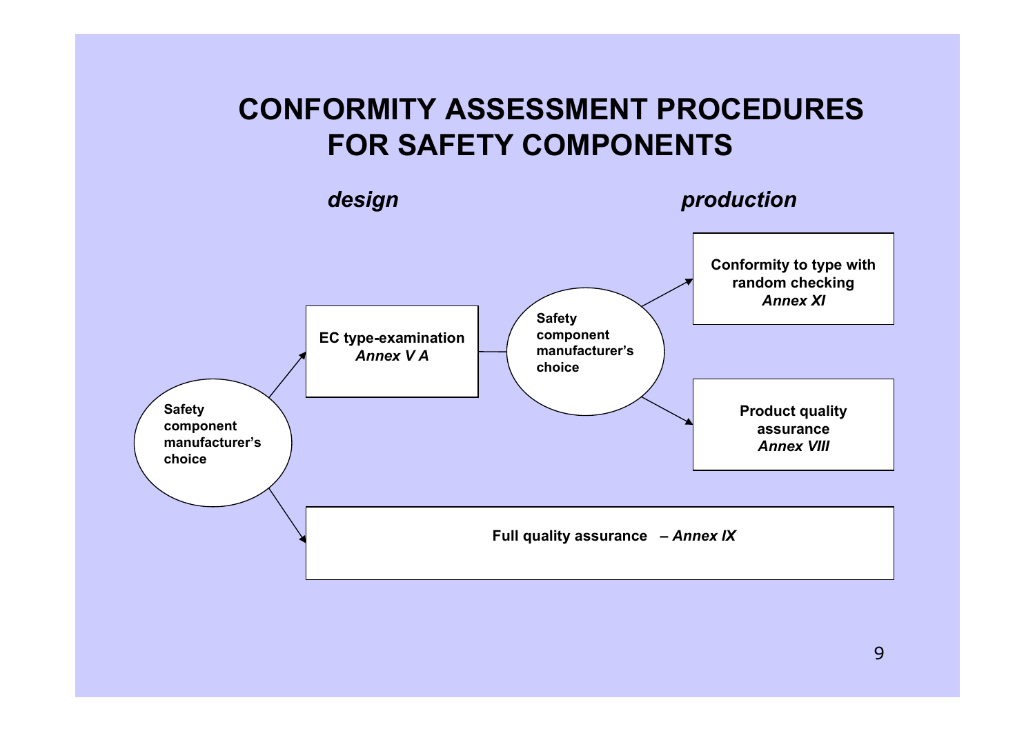# CONFORMITY ASSESSMENT PROCEDURES FOR SAFETY COMPONENTS

*design*

*production*

**Safety component manufacturer's choice**

**EC type-examination**
***Annex V A***

**Safety component manufacturer's choice**

**Conformity to type with random checking**
***Annex XI***

**Product quality assurance**
***Annex VIII***

**Full quality assurance** – ***Annex IX***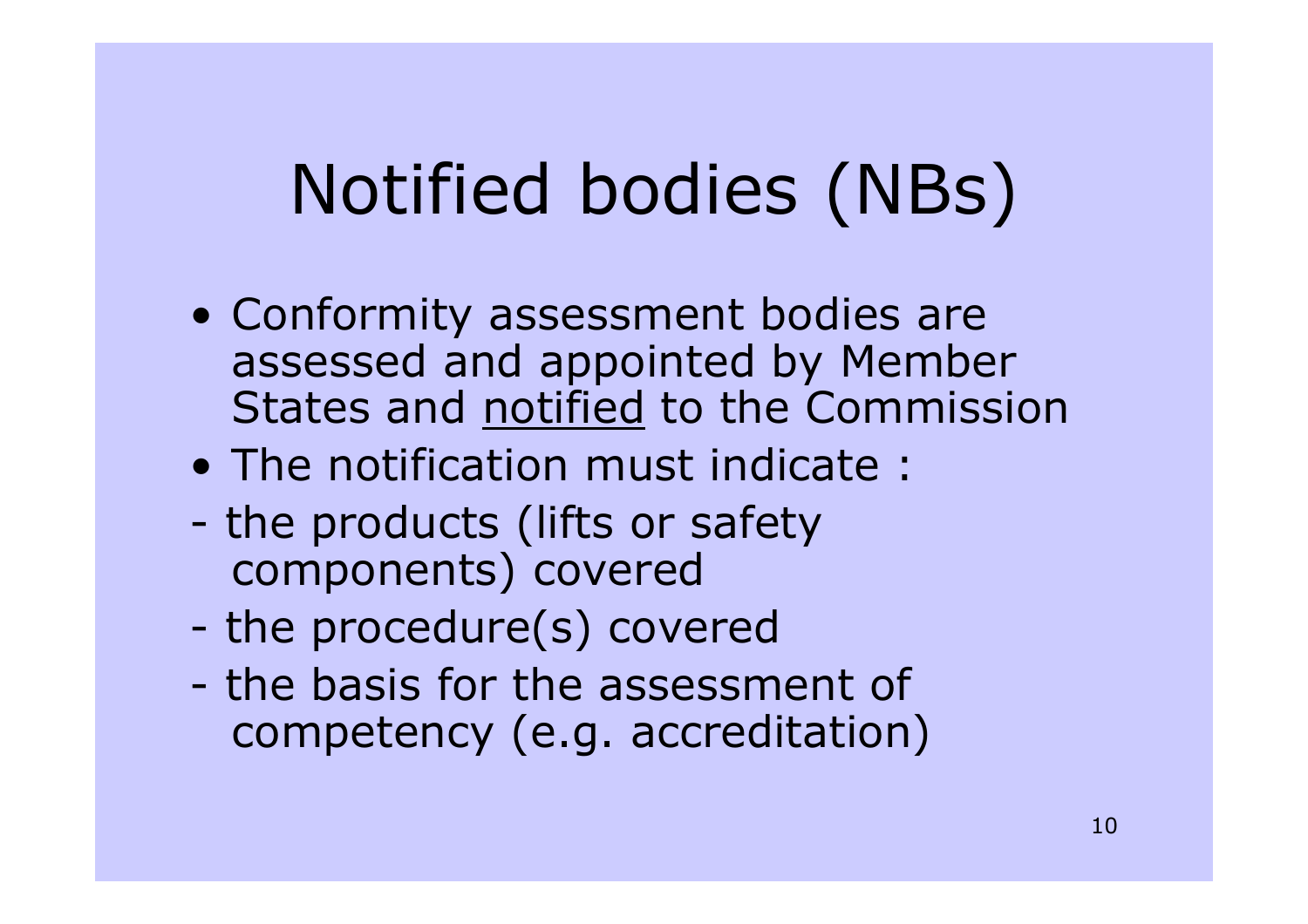# Notified bodies (NBs)

- Conformity assessment bodies are assessed and appointed by Member States and <u>notified</u> to the Commission
- The notification must indicate :

- the products (lifts or safety components) covered
- the procedure(s) covered
- the basis for the assessment of competency (e.g. accreditation)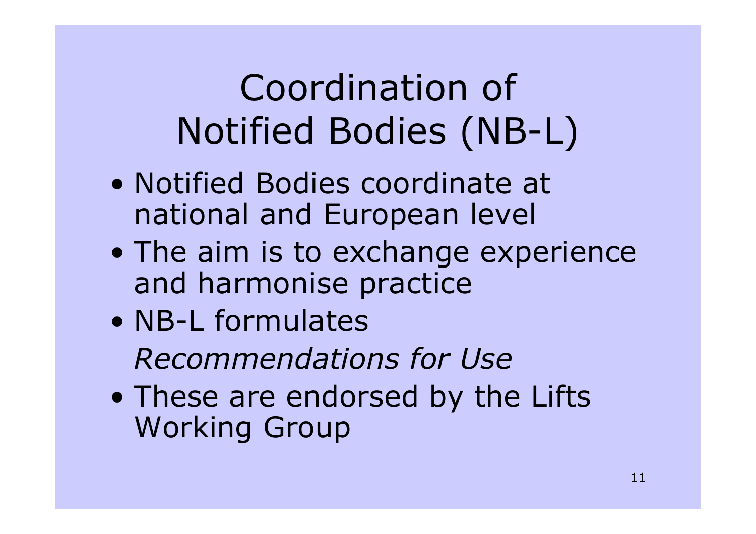# Coordination of Notified Bodies (NB-L)

- Notified Bodies coordinate at national and European level
- The aim is to exchange experience and harmonise practice
- NB-L formulates *Recommendations for Use*
- These are endorsed by the Lifts Working Group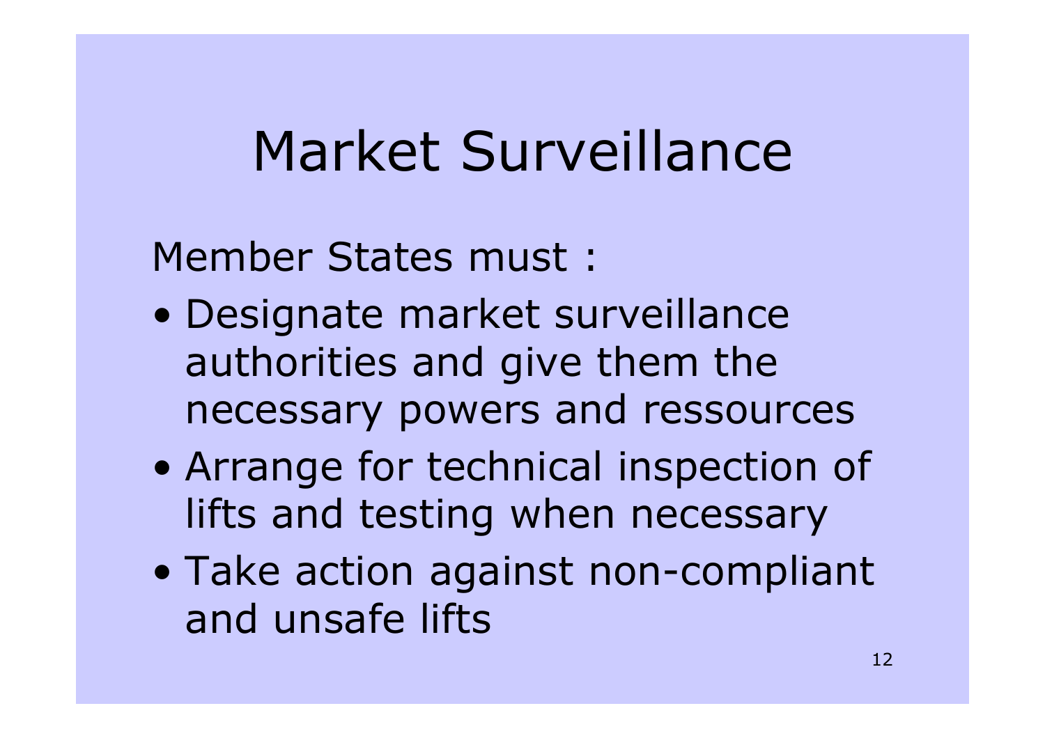# Market Surveillance

Member States must :

- Designate market surveillance authorities and give them the necessary powers and ressources
- Arrange for technical inspection of lifts and testing when necessary
- Take action against non-compliant and unsafe lifts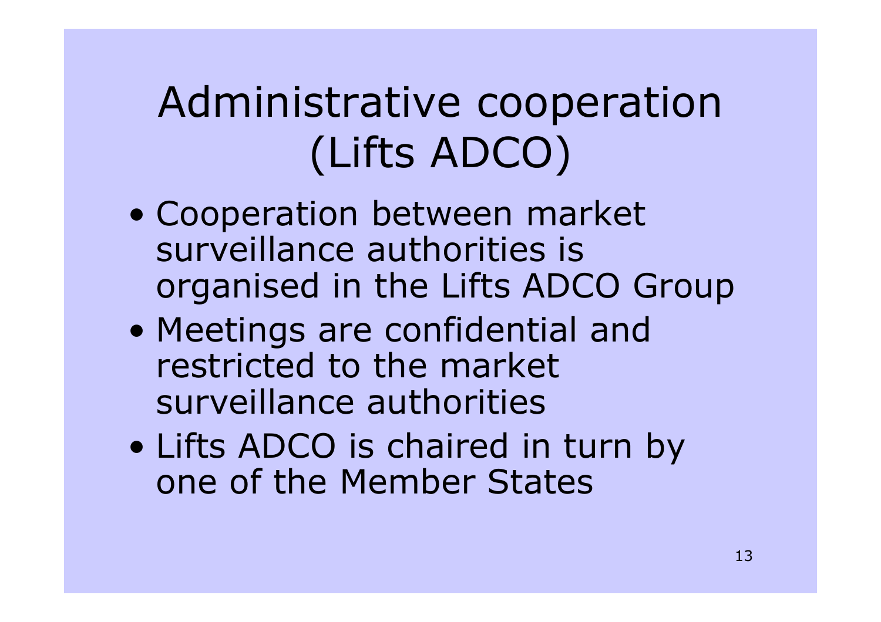# Administrative cooperation (Lifts ADCO)

- Cooperation between market surveillance authorities is organised in the Lifts ADCO Group
- Meetings are confidential and restricted to the market surveillance authorities
- Lifts ADCO is chaired in turn by one of the Member States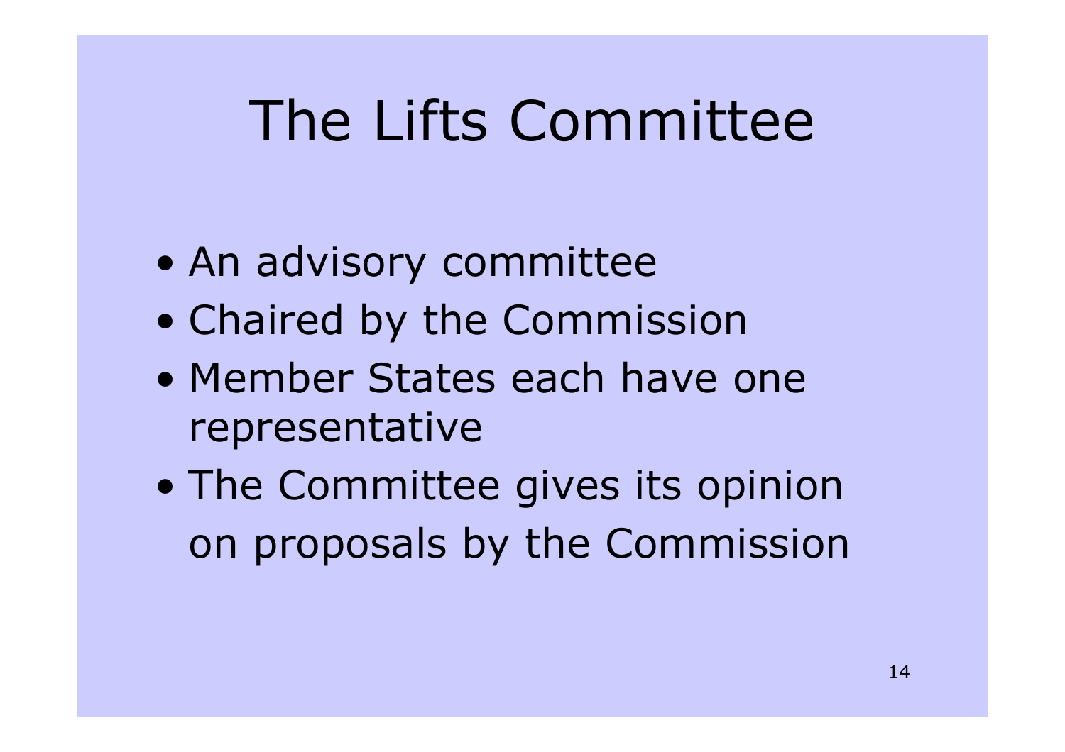# The Lifts Committee

- An advisory committee
- Chaired by the Commission
- Member States each have one representative
- The Committee gives its opinion on proposals by the Commission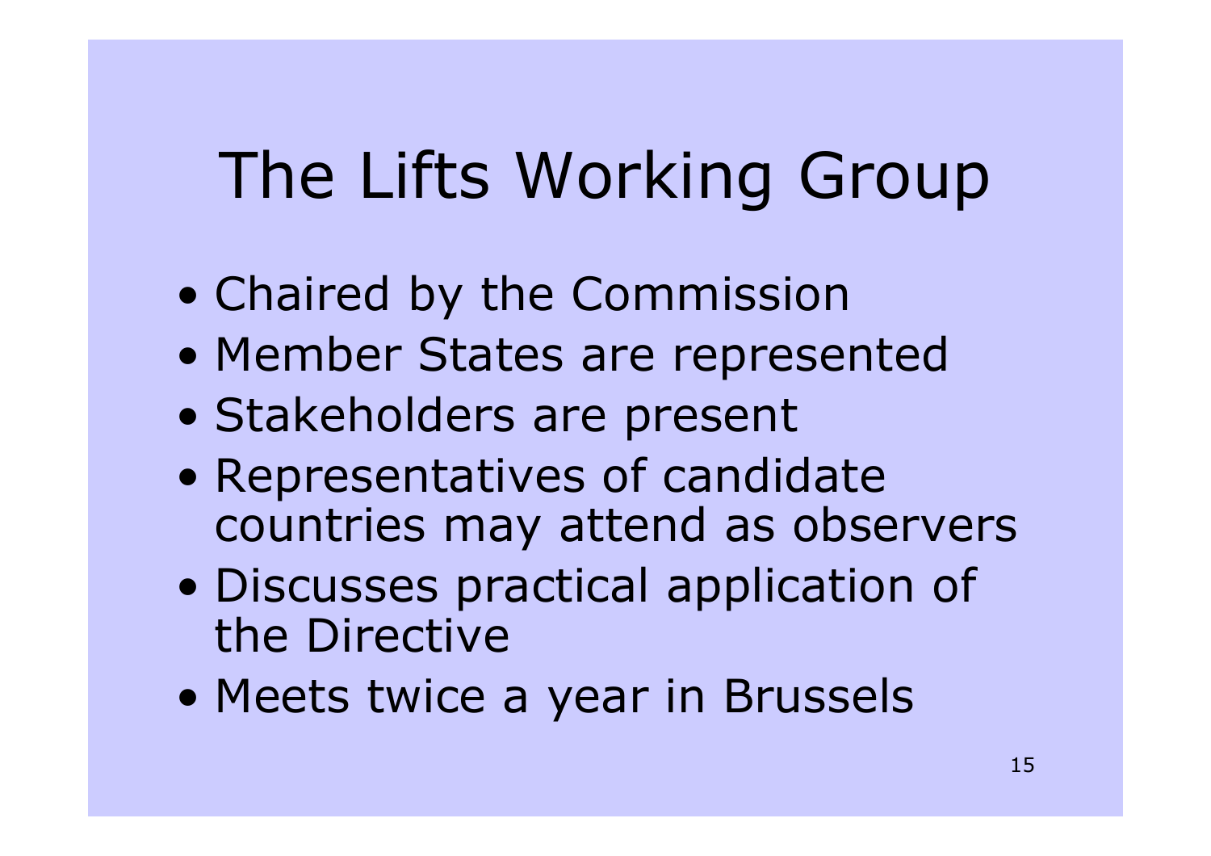# The Lifts Working Group

- Chaired by the Commission
- Member States are represented
- Stakeholders are present
- Representatives of candidate countries may attend as observers
- Discusses practical application of the Directive
- Meets twice a year in Brussels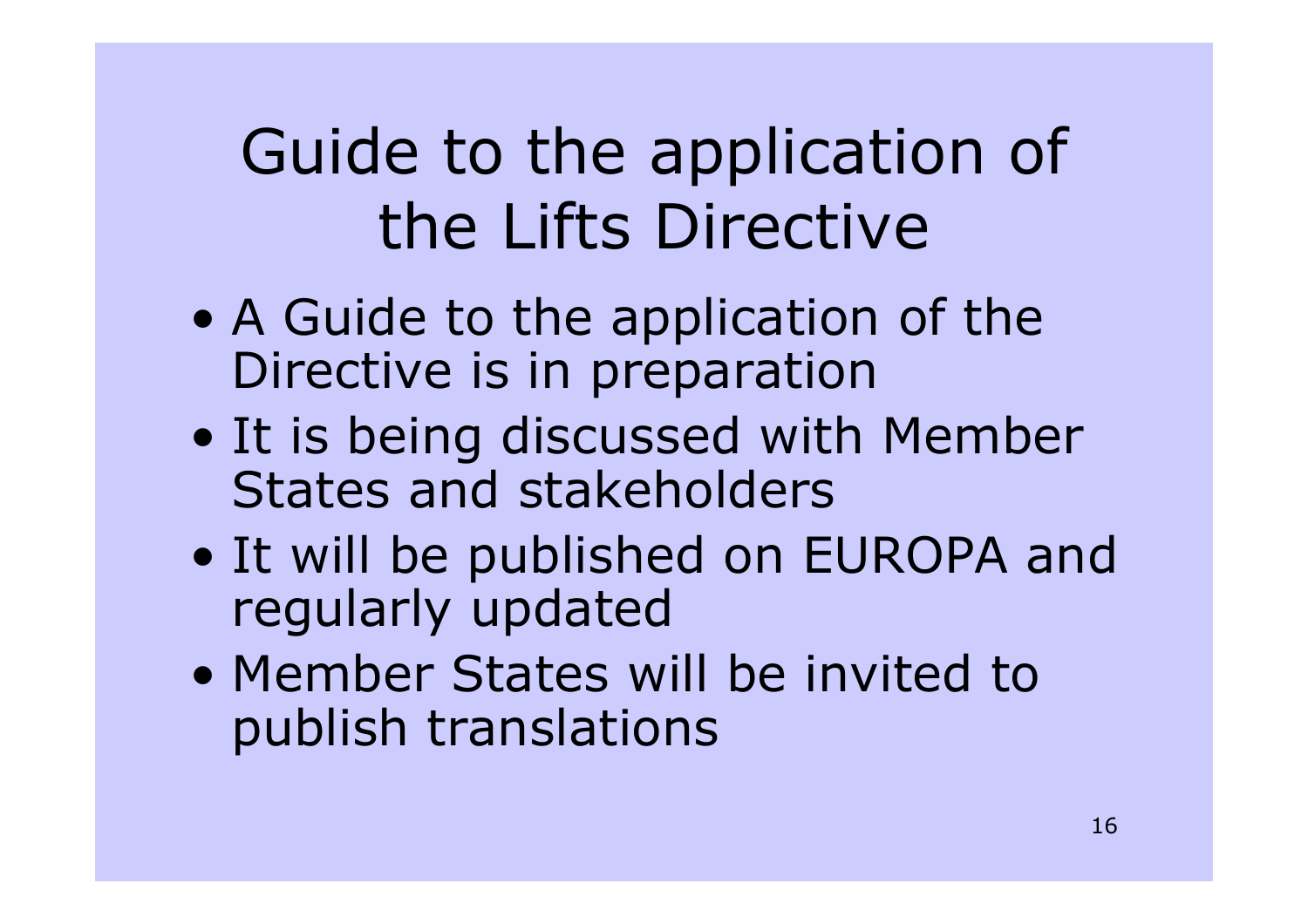# Guide to the application of the Lifts Directive

- A Guide to the application of the Directive is in preparation
- It is being discussed with Member States and stakeholders
- It will be published on EUROPA and regularly updated
- Member States will be invited to publish translations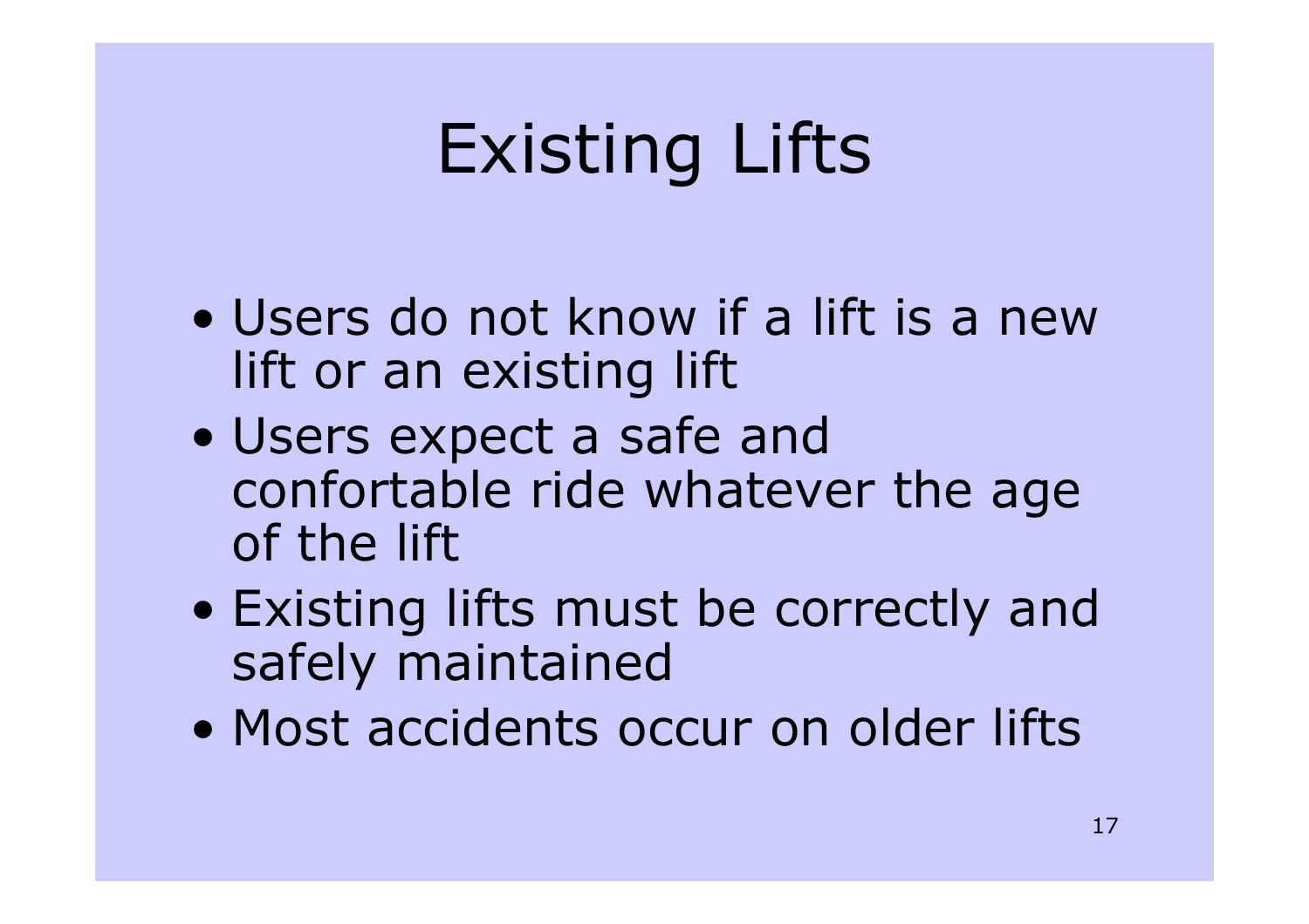# Existing Lifts

- Users do not know if a lift is a new lift or an existing lift
- Users expect a safe and confortable ride whatever the age of the lift
- Existing lifts must be correctly and safely maintained
- Most accidents occur on older lifts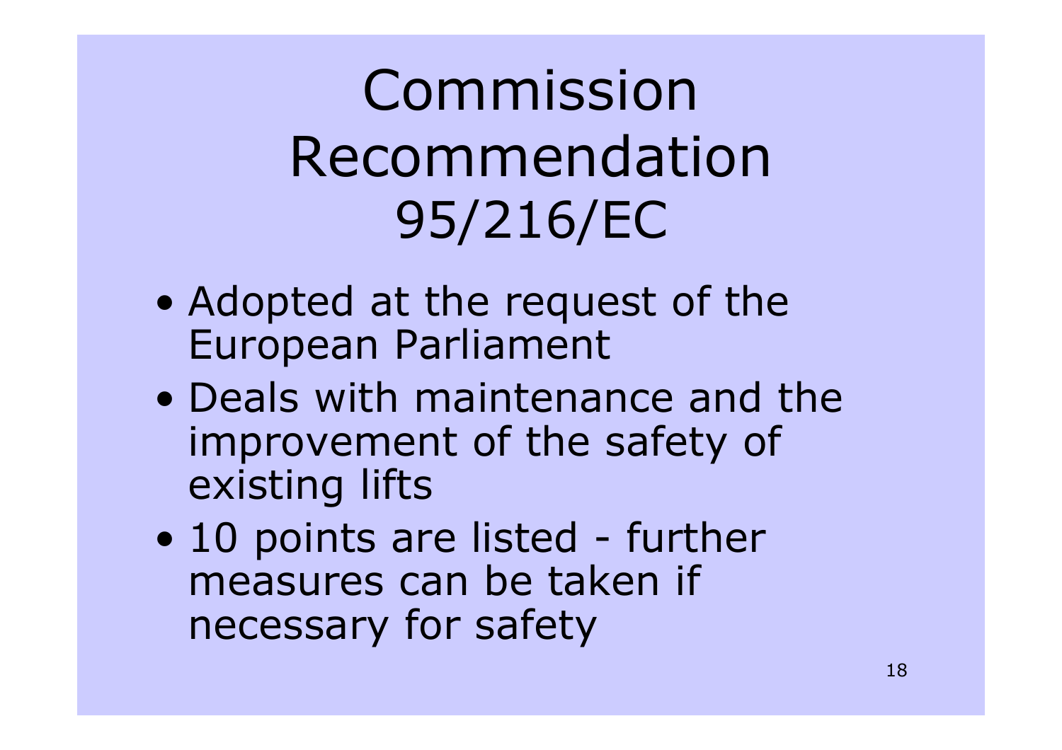# Commission Recommendation 95/216/EC

- Adopted at the request of the European Parliament
- Deals with maintenance and the improvement of the safety of existing lifts
- 10 points are listed - further measures can be taken if necessary for safety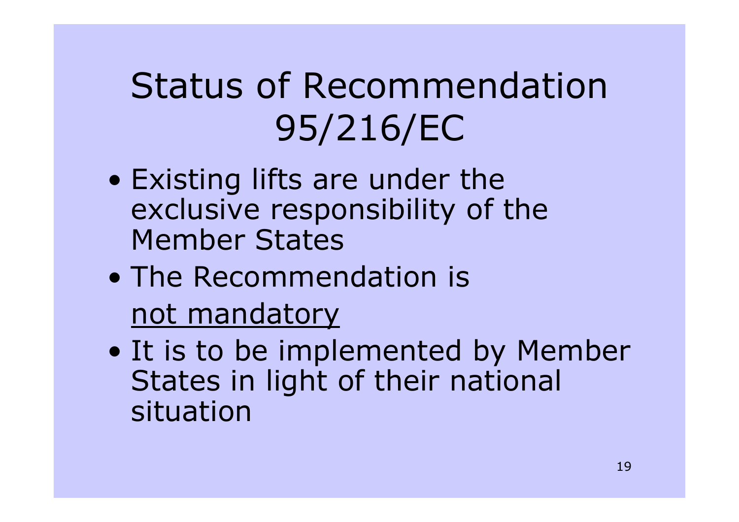# Status of Recommendation 95/216/EC

- Existing lifts are under the exclusive responsibility of the Member States
- The Recommendation is <u>not mandatory</u>
- It is to be implemented by Member States in light of their national situation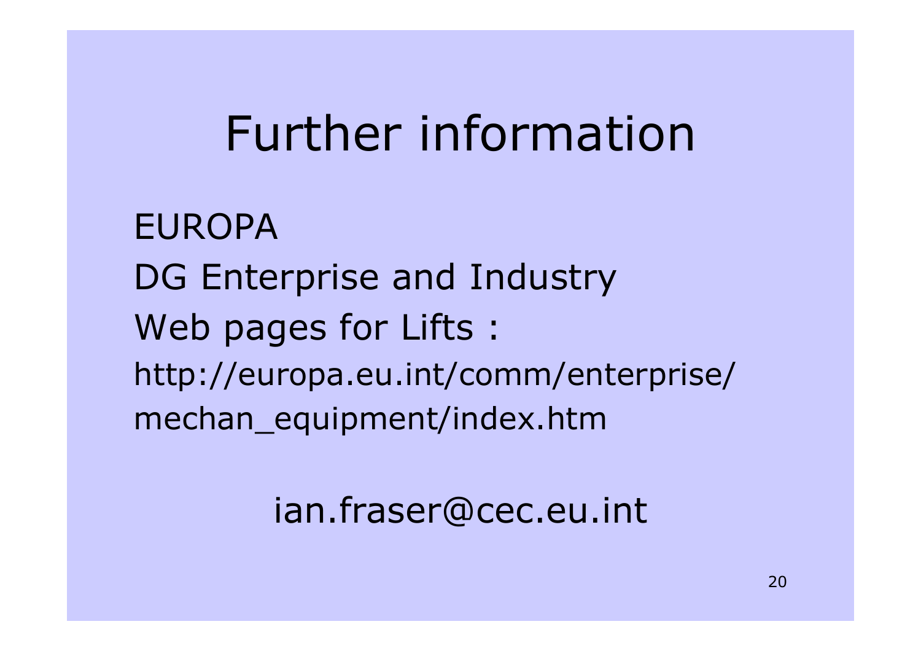# Further information

EUROPA

DG Enterprise and Industry

Web pages for Lifts :

http://europa.eu.int/comm/enterprise/mechan_equipment/index.htm

ian.fraser@cec.eu.int